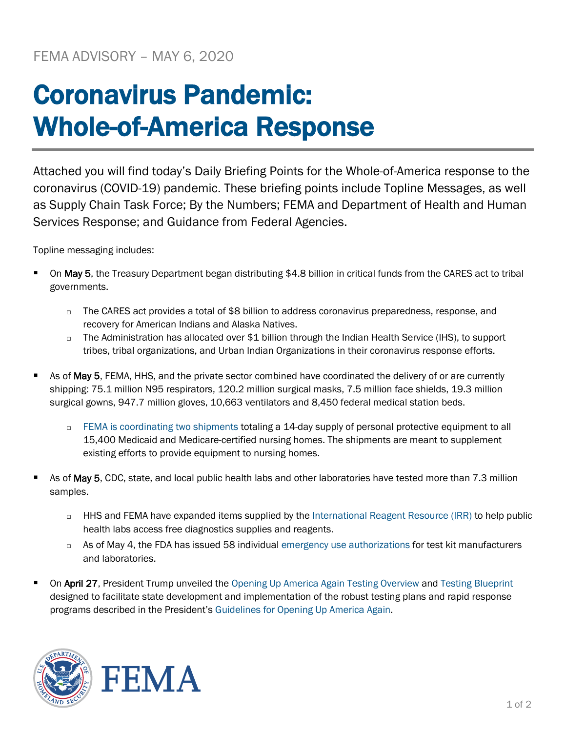FEMA ADVISORY – MAY 6, 2020

# Coronavirus Pandemic: Whole-of-America Response

Attached you will find today's Daily Briefing Points for the Whole-of-America response to the coronavirus (COVID-19) pandemic. These briefing points include Topline Messages, as well as Supply Chain Task Force; By the Numbers; FEMA and Department of Health and Human Services Response; and Guidance from Federal Agencies.

Topline messaging includes:

- On **May 5**, the Treasury Department began distributing $4.8 billion in critical funds from the CARES act to tribal governments.
  - The CARES act provides a total of $8 billion to address coronavirus preparedness, response, and recovery for American Indians and Alaska Natives.
  - The Administration has allocated over $1 billion through the Indian Health Service (IHS), to support tribes, tribal organizations, and Urban Indian Organizations in their coronavirus response efforts.
- As of **May 5**, FEMA, HHS, and the private sector combined have coordinated the delivery of or are currently shipping: 75.1 million N95 respirators, 120.2 million surgical masks, 7.5 million face shields, 19.3 million surgical gowns, 947.7 million gloves, 10,663 ventilators and 8,450 federal medical station beds.
  - FEMA is coordinating two shipments totaling a 14-day supply of personal protective equipment to all 15,400 Medicaid and Medicare-certified nursing homes. The shipments are meant to supplement existing efforts to provide equipment to nursing homes.
- As of **May 5**, CDC, state, and local public health labs and other laboratories have tested more than 7.3 million samples.
  - HHS and FEMA have expanded items supplied by the International Reagent Resource (IRR) to help public health labs access free diagnostics supplies and reagents.
  - As of May 4, the FDA has issued 58 individual emergency use authorizations for test kit manufacturers and laboratories.
- On **April 27**, President Trump unveiled the Opening Up America Again Testing Overview and Testing Blueprint designed to facilitate state development and implementation of the robust testing plans and rapid response programs described in the President's Guidelines for Opening Up America Again.

FEMA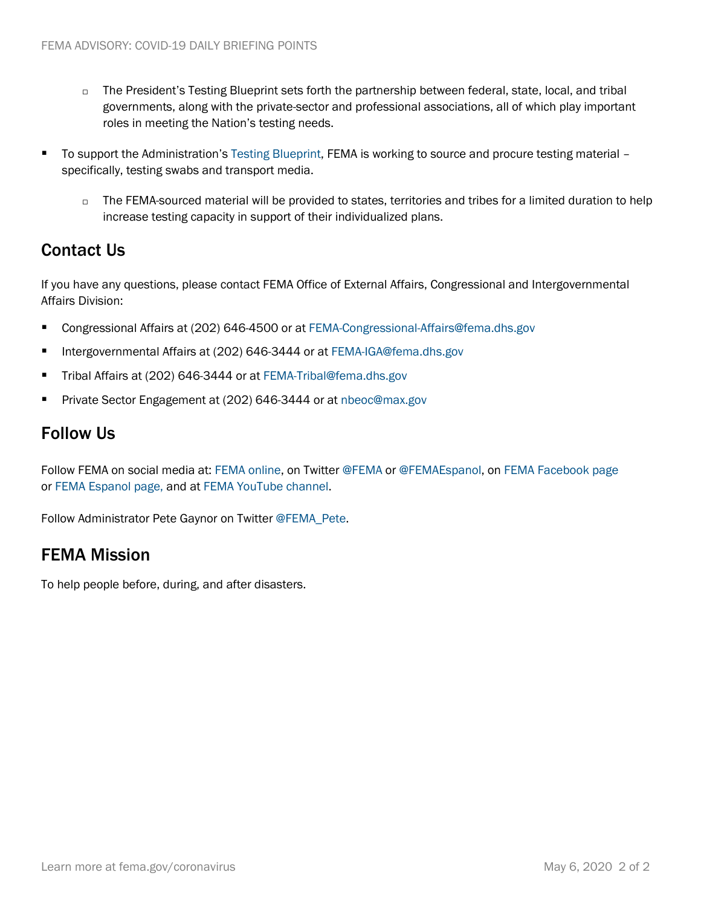- The President's Testing Blueprint sets forth the partnership between federal, state, local, and tribal governments, along with the private-sector and professional associations, all of which play important roles in meeting the Nation's testing needs.

- To support the Administration's Testing Blueprint, FEMA is working to source and procure testing material – specifically, testing swabs and transport media.
    - The FEMA-sourced material will be provided to states, territories and tribes for a limited duration to help increase testing capacity in support of their individualized plans.

## Contact Us

If you have any questions, please contact FEMA Office of External Affairs, Congressional and Intergovernmental Affairs Division:

- Congressional Affairs at (202) 646-4500 or at FEMA-Congressional-Affairs@fema.dhs.gov
- Intergovernmental Affairs at (202) 646-3444 or at FEMA-IGA@fema.dhs.gov
- Tribal Affairs at (202) 646-3444 or at FEMA-Tribal@fema.dhs.gov
- Private Sector Engagement at (202) 646-3444 or at nbeoc@max.gov

## Follow Us

Follow FEMA on social media at: FEMA online, on Twitter @FEMA or @FEMAEspanol, on FEMA Facebook page or FEMA Espanol page, and at FEMA YouTube channel.

Follow Administrator Pete Gaynor on Twitter @FEMA_Pete.

## FEMA Mission

To help people before, during, and after disasters.